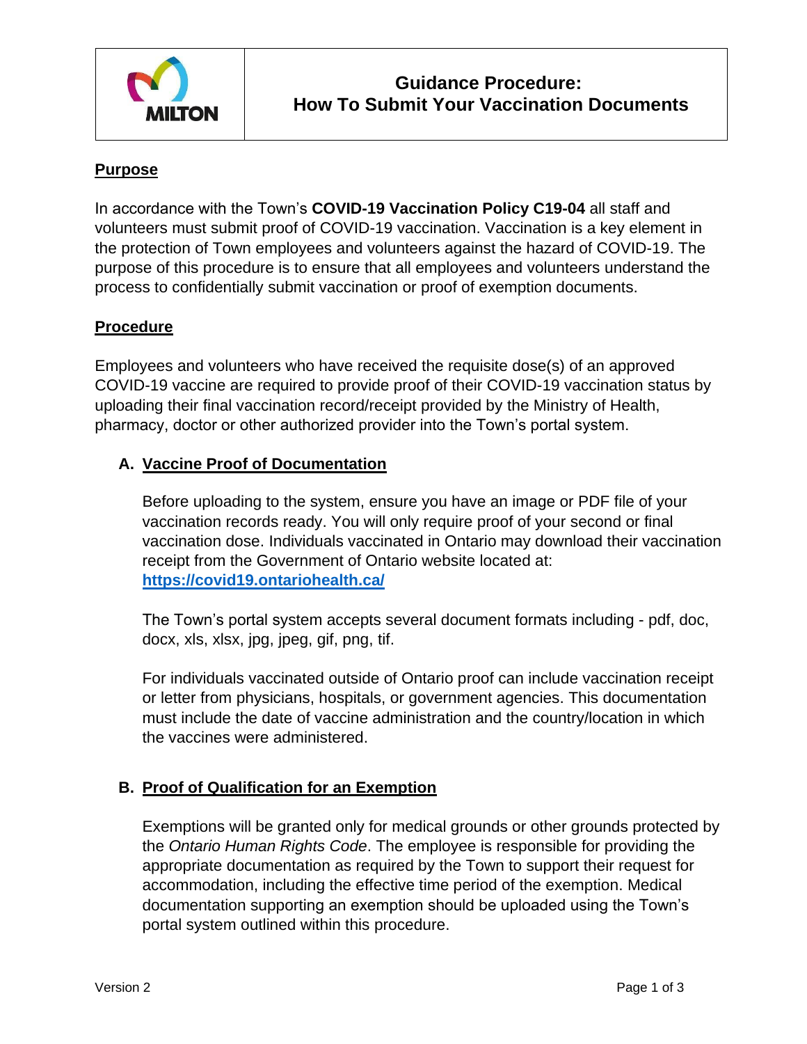# Guidance Procedure: How To Submit Your Vaccination Documents

## Purpose

In accordance with the Town's **COVID-19 Vaccination Policy C19-04** all staff and volunteers must submit proof of COVID-19 vaccination. Vaccination is a key element in the protection of Town employees and volunteers against the hazard of COVID-19. The purpose of this procedure is to ensure that all employees and volunteers understand the process to confidentially submit vaccination or proof of exemption documents.

## Procedure

Employees and volunteers who have received the requisite dose(s) of an approved COVID-19 vaccine are required to provide proof of their COVID-19 vaccination status by uploading their final vaccination record/receipt provided by the Ministry of Health, pharmacy, doctor or other authorized provider into the Town's portal system.

### A. Vaccine Proof of Documentation

Before uploading to the system, ensure you have an image or PDF file of your vaccination records ready. You will only require proof of your second or final vaccination dose. Individuals vaccinated in Ontario may download their vaccination receipt from the Government of Ontario website located at: **https://covid19.ontariohealth.ca/**

The Town's portal system accepts several document formats including - pdf, doc, docx, xls, xlsx, jpg, jpeg, gif, png, tif.

For individuals vaccinated outside of Ontario proof can include vaccination receipt or letter from physicians, hospitals, or government agencies. This documentation must include the date of vaccine administration and the country/location in which the vaccines were administered.

### B. Proof of Qualification for an Exemption

Exemptions will be granted only for medical grounds or other grounds protected by the *Ontario Human Rights Code*. The employee is responsible for providing the appropriate documentation as required by the Town to support their request for accommodation, including the effective time period of the exemption. Medical documentation supporting an exemption should be uploaded using the Town's portal system outlined within this procedure.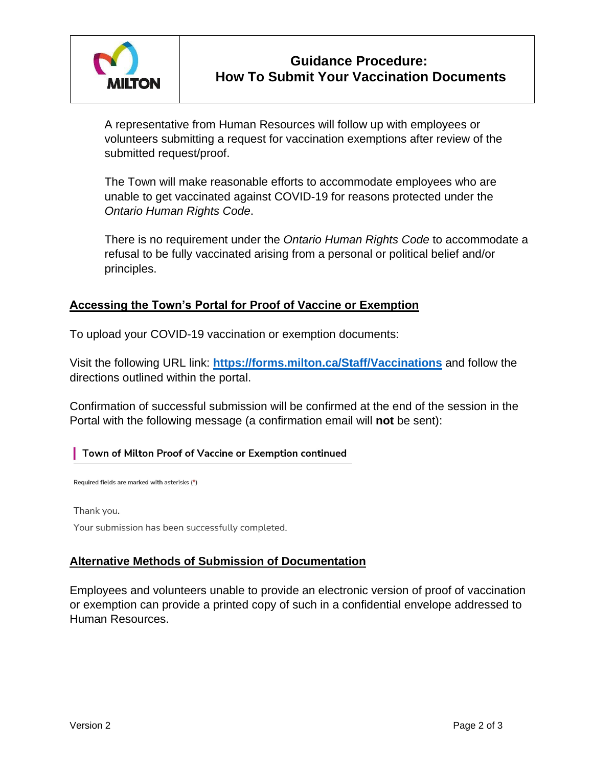A representative from Human Resources will follow up with employees or volunteers submitting a request for vaccination exemptions after review of the submitted request/proof.

The Town will make reasonable efforts to accommodate employees who are unable to get vaccinated against COVID-19 for reasons protected under the *Ontario Human Rights Code*.

There is no requirement under the *Ontario Human Rights Code* to accommodate a refusal to be fully vaccinated arising from a personal or political belief and/or principles.

## Accessing the Town's Portal for Proof of Vaccine or Exemption

To upload your COVID-19 vaccination or exemption documents:

Visit the following URL link: **https://forms.milton.ca/Staff/Vaccinations** and follow the directions outlined within the portal.

Confirmation of successful submission will be confirmed at the end of the session in the Portal with the following message (a confirmation email will **not** be sent):

> **Town of Milton Proof of Vaccine or Exemption continued**
>
> Required fields are marked with asterisks (*)
>
> Thank you.
>
> Your submission has been successfully completed.

## Alternative Methods of Submission of Documentation

Employees and volunteers unable to provide an electronic version of proof of vaccination or exemption can provide a printed copy of such in a confidential envelope addressed to Human Resources.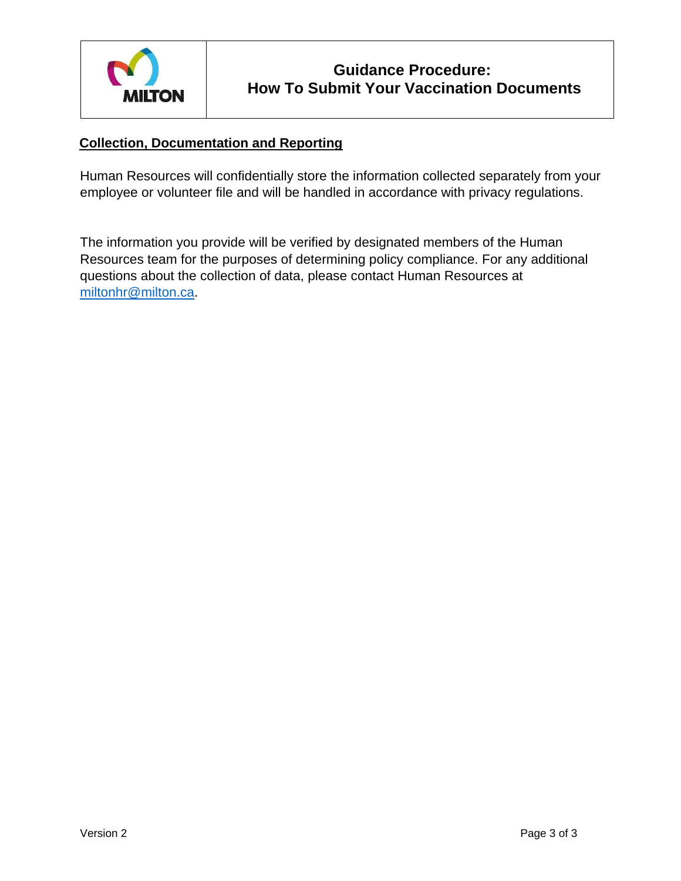## Collection, Documentation and Reporting

Human Resources will confidentially store the information collected separately from your employee or volunteer file and will be handled in accordance with privacy regulations.

The information you provide will be verified by designated members of the Human Resources team for the purposes of determining policy compliance. For any additional questions about the collection of data, please contact Human Resources at miltonhr@milton.ca.